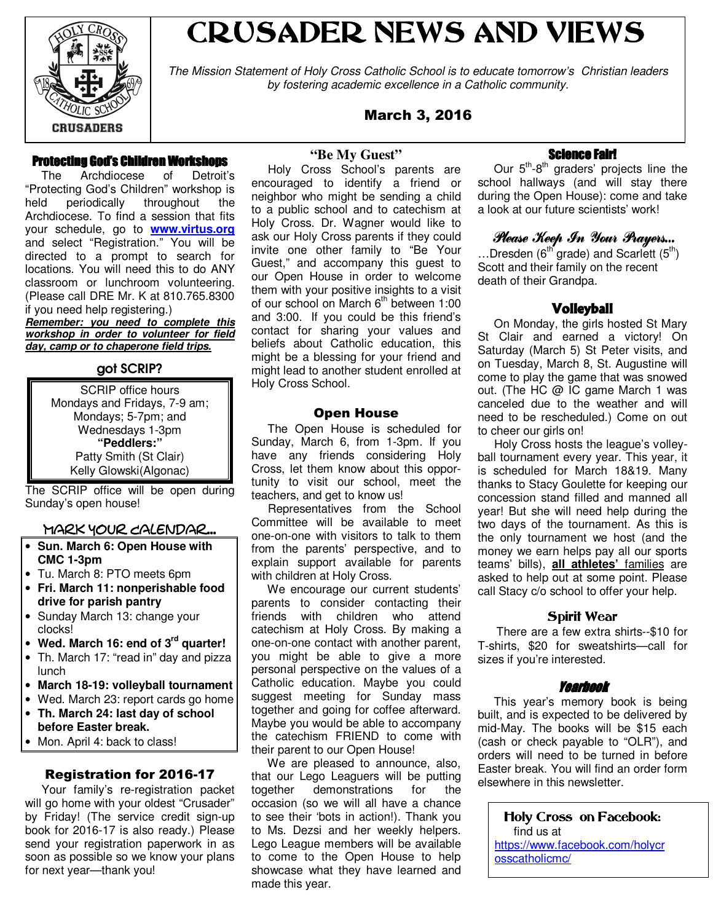# CRUSADER NEWS AND VIEWS

*The Mission Statement of Holy Cross Catholic School is to educate tomorrow's Christian leaders by fostering academic excellence in a Catholic community.*

**March 3, 2016**

## Protecting God's Children Workshops

The Archdiocese of Detroit's "Protecting God's Children" workshop is held periodically throughout the Archdiocese. To find a session that fits your schedule, go to **www.virtus.org** and select "Registration." You will be directed to a prompt to search for locations. You will need this to do ANY classroom or lunchroom volunteering. (Please call DRE Mr. K at 810.765.8300 if you need help registering.)

***Remember: you need to complete this workshop in order to volunteer for field day, camp or to chaperone field trips.***

## got SCRIP?

SCRIP office hours
Mondays and Fridays, 7-9 am;
Mondays; 5-7pm; and
Wednesdays 1-3pm
**"Peddlers:"**
Patty Smith (St Clair)
Kelly Glowski(Algonac)

The SCRIP office will be open during Sunday's open house!

## MARK YOUR CALENDAR...

- **Sun. March 6: Open House with CMC 1-3pm**
- Tu. March 8: PTO meets 6pm
- **Fri. March 11: nonperishable food drive for parish pantry**
- Sunday March 13: change your clocks!
- **Wed. March 16: end of 3rd quarter!**
- Th. March 17: "read in" day and pizza lunch
- **March 18-19: volleyball tournament**
- Wed. March 23: report cards go home
- **Th. March 24: last day of school before Easter break.**
- Mon. April 4: back to class!

## Registration for 2016-17

Your family's re-registration packet will go home with your oldest "Crusader" by Friday! (The service credit sign-up book for 2016-17 is also ready.) Please send your registration paperwork in as soon as possible so we know your plans for next year—thank you!

## "Be My Guest"

Holy Cross School's parents are encouraged to identify a friend or neighbor who might be sending a child to a public school and to catechism at Holy Cross. Dr. Wagner would like to ask our Holy Cross parents if they could invite one other family to "Be Your Guest," and accompany this guest to our Open House in order to welcome them with your positive insights to a visit of our school on March 6th between 1:00 and 3:00. If you could be this friend's contact for sharing your values and beliefs about Catholic education, this might be a blessing for your friend and might lead to another student enrolled at Holy Cross School.

## Open House

The Open House is scheduled for Sunday, March 6, from 1-3pm. If you have any friends considering Holy Cross, let them know about this opportunity to visit our school, meet the teachers, and get to know us!

Representatives from the School Committee will be available to meet one-on-one with visitors to talk to them from the parents' perspective, and to explain support available for parents with children at Holy Cross.

We encourage our current students' parents to consider contacting their friends with children who attend catechism at Holy Cross. By making a one-on-one contact with another parent, you might be able to give a more personal perspective on the values of a Catholic education. Maybe you could suggest meeting for Sunday mass together and going for coffee afterward. Maybe you would be able to accompany the catechism FRIEND to come with their parent to our Open House!

We are pleased to announce, also, that our Lego Leaguers will be putting together demonstrations for the occasion (so we will all have a chance to see their 'bots in action!). Thank you to Ms. Dezsi and her weekly helpers. Lego League members will be available to come to the Open House to help showcase what they have learned and made this year.

## Science Fair!

Our 5th-8th graders' projects line the school hallways (and will stay there during the Open House): come and take a look at our future scientists' work!

## *Please Keep In Your Prayers...*

...Dresden (6th grade) and Scarlett (5th) Scott and their family on the recent death of their Grandpa.

## Volleyball

On Monday, the girls hosted St Mary St Clair and earned a victory! On Saturday (March 5) St Peter visits, and on Tuesday, March 8, St. Augustine will come to play the game that was snowed out. (The HC @ IC game March 1 was canceled due to the weather and will need to be rescheduled.) Come on out to cheer our girls on!

Holy Cross hosts the league's volleyball tournament every year. This year, it is scheduled for March 18&19. Many thanks to Stacy Goulette for keeping our concession stand filled and manned all year! But she will need help during the two days of the tournament. As this is the only tournament we host (and the money we earn helps pay all our sports teams' bills), **all athletes'** families are asked to help out at some point. Please call Stacy c/o school to offer your help.

## Spirit Wear

There are a few extra shirts--$10 for T-shirts, $20 for sweatshirts—call for sizes if you're interested.

## *Yearbook*

This year's memory book is being built, and is expected to be delivered by mid-May. The books will be $15 each (cash or check payable to "OLR"), and orders will need to be turned in before Easter break. You will find an order form elsewhere in this newsletter.

**Holy Cross on Facebook:**
find us at
https://www.facebook.com/holycrosscatholicmc/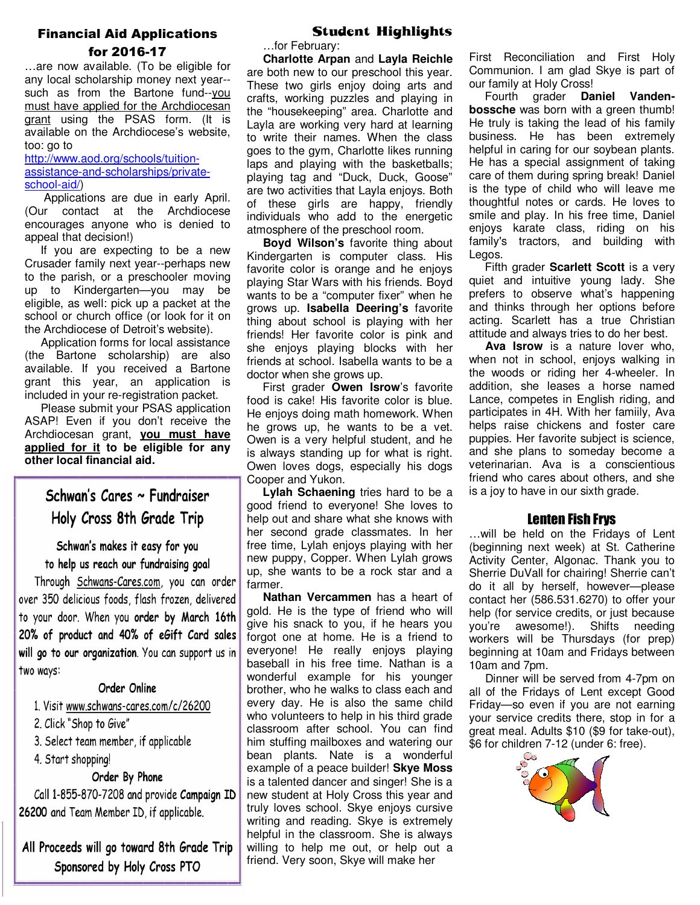## Financial Aid Applications for 2016-17

…are now available. (To be eligible for any local scholarship money next year--such as from the Bartone fund--you must have applied for the Archdiocesan grant using the PSAS form. (It is available on the Archdiocese's website, too: go to http://www.aod.org/schools/tuition-assistance-and-scholarships/private-school-aid/)

Applications are due in early April. (Our contact at the Archdiocese encourages anyone who is denied to appeal that decision!)

If you are expecting to be a new Crusader family next year--perhaps new to the parish, or a preschooler moving up to Kindergarten—you may be eligible, as well: pick up a packet at the school or church office (or look for it on the Archdiocese of Detroit's website).

Application forms for local assistance (the Bartone scholarship) are also available. If you received a Bartone grant this year, an application is included in your re-registration packet.

Please submit your PSAS application ASAP! Even if you don't receive the Archdiocesan grant, **you must have applied for it to be eligible for any other local financial aid.**

## Schwan's Cares ~ Fundraiser Holy Cross 8th Grade Trip

Schwan's makes it easy for you to help us reach our fundraising goal

Through Schwans-Cares.com, you can order over 350 delicious foods, flash frozen, delivered to your door. When you **order by March 16th 20% of product and 40% of eGift Card sales will go to our organization**. You can support us in two ways:

**Order Online**

1. Visit www.schwans-cares.com/c/26200
2. Click "Shop to Give"
3. Select team member, if applicable
4. Start shopping!

**Order By Phone**

Call 1-855-870-7208 and provide **Campaign ID 26200** and Team Member ID, if applicable.

All Proceeds will go toward 8th Grade Trip Sponsored by Holy Cross PTO

## Student Highlights

…for February:

**Charlotte Arpan** and **Layla Reichle** are both new to our preschool this year. These two girls enjoy doing arts and crafts, working puzzles and playing in the "housekeeping" area. Charlotte and Layla are working very hard at learning to write their names. When the class goes to the gym, Charlotte likes running laps and playing with the basketballs; playing tag and "Duck, Duck, Goose" are two activities that Layla enjoys. Both of these girls are happy, friendly individuals who add to the energetic atmosphere of the preschool room.

**Boyd Wilson's** favorite thing about Kindergarten is computer class. His favorite color is orange and he enjoys playing Star Wars with his friends. Boyd wants to be a "computer fixer" when he grows up. **Isabella Deering's** favorite thing about school is playing with her friends! Her favorite color is pink and she enjoys playing blocks with her friends at school. Isabella wants to be a doctor when she grows up.

First grader **Owen Isrow**'s favorite food is cake! His favorite color is blue. He enjoys doing math homework. When he grows up, he wants to be a vet. Owen is a very helpful student, and he is always standing up for what is right. Owen loves dogs, especially his dogs Cooper and Yukon.

**Lylah Schaening** tries hard to be a good friend to everyone! She loves to help out and share what she knows with her second grade classmates. In her free time, Lylah enjoys playing with her new puppy, Copper. When Lylah grows up, she wants to be a rock star and a farmer.

**Nathan Vercammen** has a heart of gold. He is the type of friend who will give his snack to you, if he hears you forgot one at home. He is a friend to everyone! He really enjoys playing baseball in his free time. Nathan is a wonderful example for his younger brother, who he walks to class each and every day. He is also the same child who volunteers to help in his third grade classroom after school. You can find him stuffing mailboxes and watering our bean plants. Nate is a wonderful example of a peace builder! **Skye Moss** is a talented dancer and singer! She is a new student at Holy Cross this year and truly loves school. Skye enjoys cursive writing and reading. Skye is extremely helpful in the classroom. She is always willing to help me out, or help out a friend. Very soon, Skye will make her First Reconciliation and First Holy Communion. I am glad Skye is part of our family at Holy Cross!

Fourth grader **Daniel Vandenbossche** was born with a green thumb! He truly is taking the lead of his family business. He has been extremely helpful in caring for our soybean plants. He has a special assignment of taking care of them during spring break! Daniel is the type of child who will leave me thoughtful notes or cards. He loves to smile and play. In his free time, Daniel enjoys karate class, riding on his family's tractors, and building with Legos.

Fifth grader **Scarlett Scott** is a very quiet and intuitive young lady. She prefers to observe what's happening and thinks through her options before acting. Scarlett has a true Christian attitude and always tries to do her best.

**Ava Isrow** is a nature lover who, when not in school, enjoys walking in the woods or riding her 4-wheeler. In addition, she leases a horse named Lance, competes in English riding, and participates in 4H. With her famiily, Ava helps raise chickens and foster care puppies. Her favorite subject is science, and she plans to someday become a veterinarian. Ava is a conscientious friend who cares about others, and she is a joy to have in our sixth grade.

## Lenten Fish Frys

…will be held on the Fridays of Lent (beginning next week) at St. Catherine Activity Center, Algonac. Thank you to Sherrie DuVall for chairing! Sherrie can't do it all by herself, however—please contact her (586.531.6270) to offer your help (for service credits, or just because you're awesome!). Shifts needing workers will be Thursdays (for prep) beginning at 10am and Fridays between 10am and 7pm.

Dinner will be served from 4-7pm on all of the Fridays of Lent except Good Friday—so even if you are not earning your service credits there, stop in for a great meal. Adults $10 ($9 for take-out), $6 for children 7-12 (under 6: free).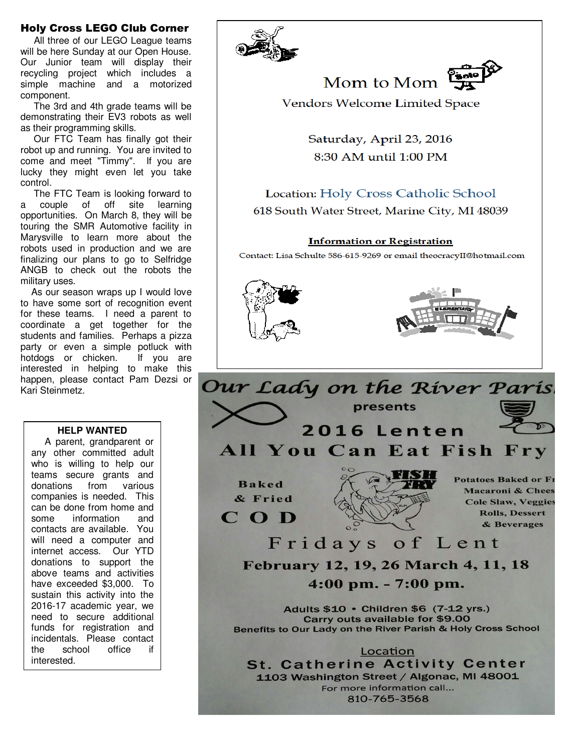## Holy Cross LEGO Club Corner

All three of our LEGO League teams will be here Sunday at our Open House. Our Junior team will display their recycling project which includes a simple machine and a motorized component.

The 3rd and 4th grade teams will be demonstrating their EV3 robots as well as their programming skills.

Our FTC Team has finally got their robot up and running. You are invited to come and meet "Timmy". If you are lucky they might even let you take control.

The FTC Team is looking forward to a couple of off site learning opportunities. On March 8, they will be touring the SMR Automotive facility in Marysville to learn more about the robots used in production and we are finalizing our plans to go to Selfridge ANGB to check out the robots the military uses.

As our season wraps up I would love to have some sort of recognition event for these teams. I need a parent to coordinate a get together for the students and families. Perhaps a pizza party or even a simple potluck with hotdogs or chicken. If you are interested in helping to make this happen, please contact Pam Dezsi or Kari Steinmetz.

**HELP WANTED**

A parent, grandparent or any other committed adult who is willing to help our teams secure grants and donations from various companies is needed. This can be done from home and some information and contacts are available. You will need a computer and internet access. Our YTD donations to support the above teams and activities have exceeded $3,000. To sustain this activity into the 2016-17 academic year, we need to secure additional funds for registration and incidentals. Please contact the school office if interested.

## Mom to Mom

Vendors Welcome Limited Space

Saturday, April 23, 2016

8:30 AM until 1:00 PM

Location: Holy Cross Catholic School

618 South Water Street, Marine City, MI 48039

**Information or Registration**

Contact: Lisa Schulte 586-615-9269 or email theocracyII@hotmail.com

## Our Lady on the River Parish

presents

## 2016 Lenten All You Can Eat Fish Fry

Baked & Fried COD

Potatoes Baked or Fr
Macaroni & Chees
Cole Slaw, Veggies
Rolls, Dessert
& Beverages

**Fridays of Lent**

**February 12, 19, 26 March 4, 11, 18**

**4:00 pm. - 7:00 pm.**

Adults $10 • Children $6 (7-12 yrs.)
Carry outs available for $9.00
Benefits to Our Lady on the River Parish & Holy Cross School

Location

**St. Catherine Activity Center**

1103 Washington Street / Algonac, MI 48001

For more information call...

810-765-3568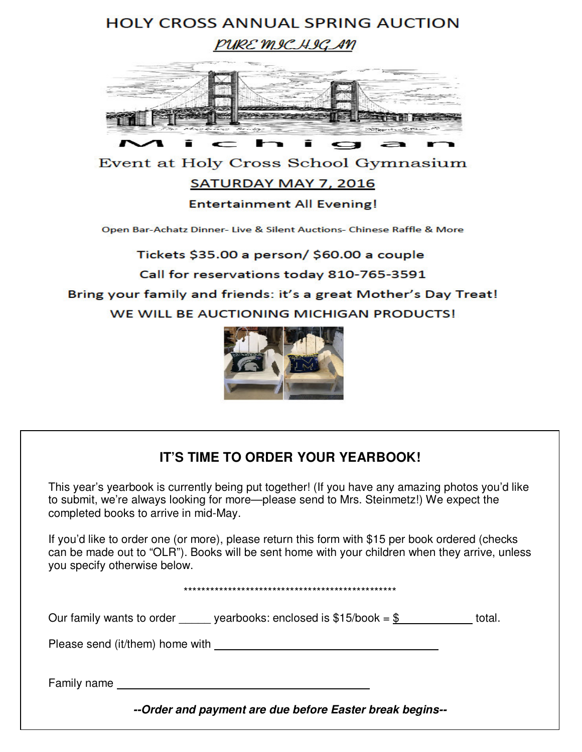# HOLY CROSS ANNUAL SPRING AUCTION

*PURE MICHIGAN*

Michigan

Event at Holy Cross School Gymnasium

SATURDAY MAY 7, 2016

**Entertainment All Evening!**

Open Bar-Achatz Dinner- Live & Silent Auctions- Chinese Raffle & More

Tickets $35.00 a person/ $60.00 a couple

Call for reservations today 810-765-3591

Bring your family and friends: it's a great Mother's Day Treat!

WE WILL BE AUCTIONING MICHIGAN PRODUCTS!

## IT'S TIME TO ORDER YOUR YEARBOOK!

This year's yearbook is currently being put together! (If you have any amazing photos you'd like to submit, we're always looking for more—please send to Mrs. Steinmetz!) We expect the completed books to arrive in mid-May.

If you'd like to order one (or more), please return this form with $15 per book ordered (checks can be made out to "OLR"). Books will be sent home with your children when they arrive, unless you specify otherwise below.

*************************************************

Our family wants to order _____ yearbooks: enclosed is $15/book = $____________ total.

Please send (it/them) home with ________________________________________

Family name ________________________________________

***--Order and payment are due before Easter break begins--***